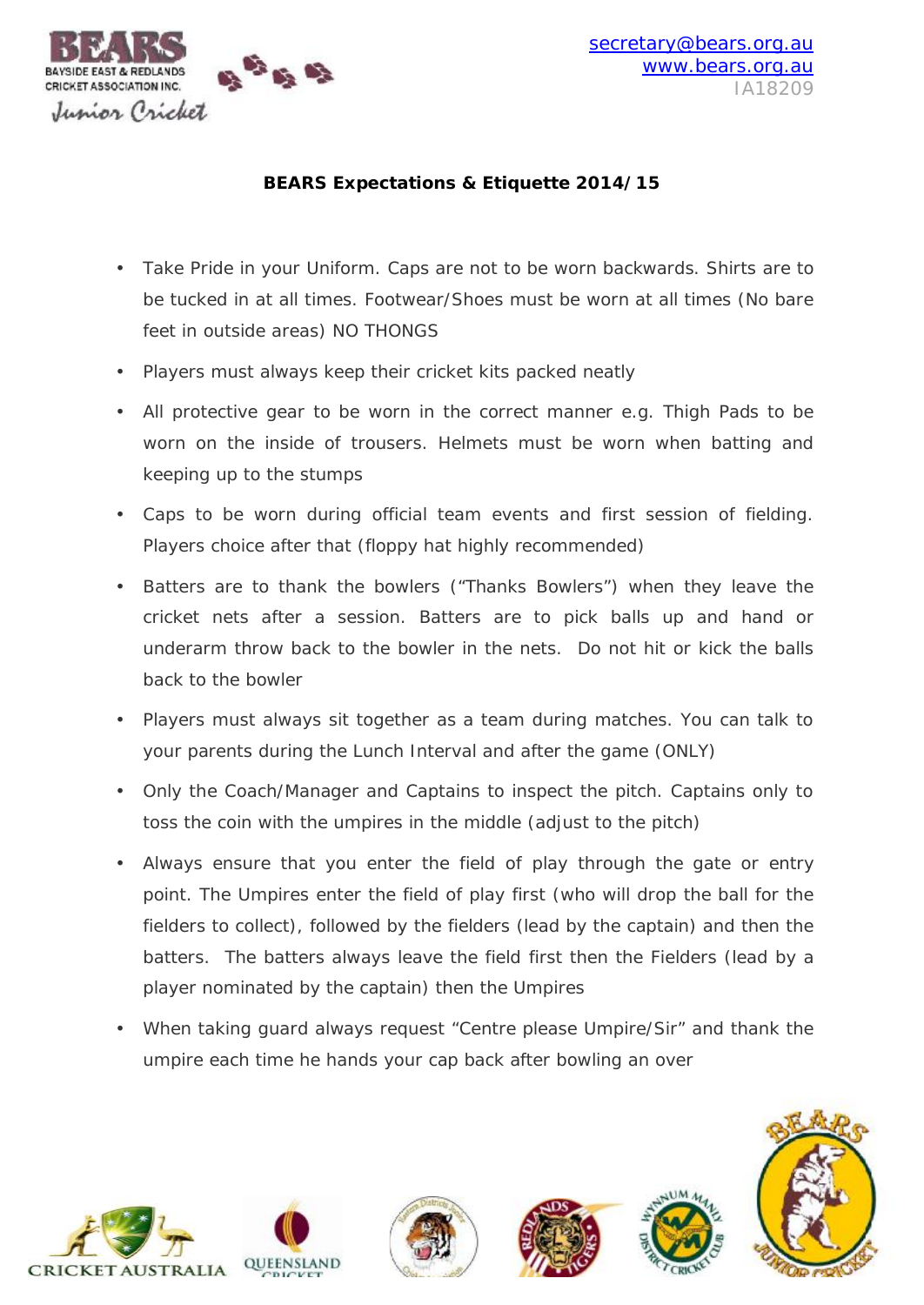BAYSIDE EAST & REDLANDS CRICKET ASSOCIATION INC.

Junior Cricket

secretary@bears.org.au
www.bears.org.au
IA18209

**BEARS Expectations & Etiquette 2014/15**

- Take Pride in your Uniform. Caps are not to be worn backwards. Shirts are to be tucked in at all times. Footwear/Shoes must be worn at all times (No bare feet in outside areas) NO THONGS
- Players must always keep their cricket kits packed neatly
- All protective gear to be worn in the correct manner e.g. Thigh Pads to be worn on the inside of trousers. Helmets must be worn when batting and keeping up to the stumps
- Caps to be worn during official team events and first session of fielding. Players choice after that (floppy hat highly recommended)
- Batters are to thank the bowlers ("Thanks Bowlers") when they leave the cricket nets after a session. Batters are to pick balls up and hand or underarm throw back to the bowler in the nets. Do not hit or kick the balls back to the bowler
- Players must always sit together as a team during matches. You can talk to your parents during the Lunch Interval and after the game (ONLY)
- Only the Coach/Manager and Captains to inspect the pitch. Captains only to toss the coin with the umpires in the middle (adjust to the pitch)
- Always ensure that you enter the field of play through the gate or entry point. The Umpires enter the field of play first (who will drop the ball for the fielders to collect), followed by the fielders (lead by the captain) and then the batters. The batters always leave the field first then the Fielders (lead by a player nominated by the captain) then the Umpires
- When taking guard always request "Centre please Umpire/Sir" and thank the umpire each time he hands your cap back after bowling an over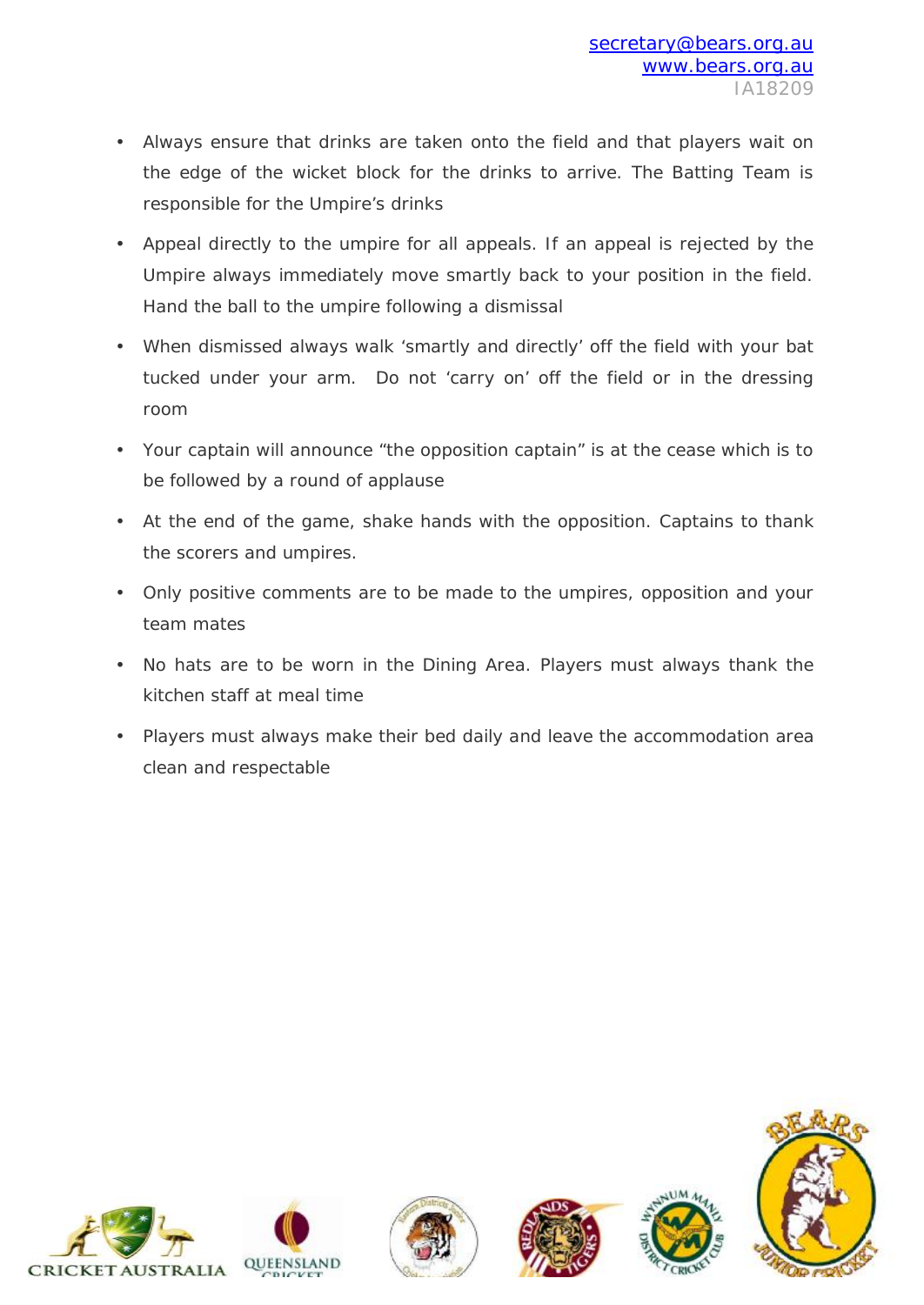- Always ensure that drinks are taken onto the field and that players wait on the edge of the wicket block for the drinks to arrive. The Batting Team is responsible for the Umpire's drinks
- Appeal directly to the umpire for all appeals. If an appeal is rejected by the Umpire always immediately move smartly back to your position in the field. Hand the ball to the umpire following a dismissal
- When dismissed always walk 'smartly and directly' off the field with your bat tucked under your arm. Do not 'carry on' off the field or in the dressing room
- Your captain will announce "the opposition captain" is at the cease which is to be followed by a round of applause
- At the end of the game, shake hands with the opposition. Captains to thank the scorers and umpires.
- Only positive comments are to be made to the umpires, opposition and your team mates
- No hats are to be worn in the Dining Area. Players must always thank the kitchen staff at meal time
- Players must always make their bed daily and leave the accommodation area clean and respectable